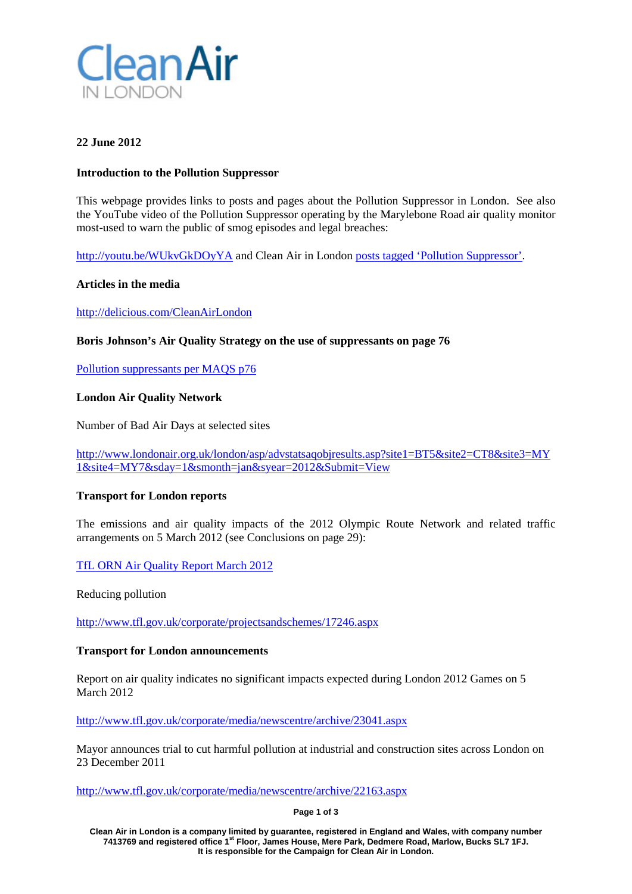**Clean Air IN LONDON**

**22 June 2012**

**Introduction to the Pollution Suppressor**

This webpage provides links to posts and pages about the Pollution Suppressor in London. See also the YouTube video of the Pollution Suppressor operating by the Marylebone Road air quality monitor most-used to warn the public of smog episodes and legal breaches:

http://youtu.be/WUkvGkDOyYA and Clean Air in London posts tagged 'Pollution Suppressor'.

**Articles in the media**

http://delicious.com/CleanAirLondon

**Boris Johnson's Air Quality Strategy on the use of suppressants on page 76**

Pollution suppressants per MAQS p76

**London Air Quality Network**

Number of Bad Air Days at selected sites

http://www.londonair.org.uk/london/asp/advstatsaqobjresults.asp?site1=BT5&site2=CT8&site3=MY1&site4=MY7&sday=1&smonth=jan&syear=2012&Submit=View

**Transport for London reports**

The emissions and air quality impacts of the 2012 Olympic Route Network and related traffic arrangements on 5 March 2012 (see Conclusions on page 29):

TfL ORN Air Quality Report March 2012

Reducing pollution

http://www.tfl.gov.uk/corporate/projectsandschemes/17246.aspx

**Transport for London announcements**

Report on air quality indicates no significant impacts expected during London 2012 Games on 5 March 2012

http://www.tfl.gov.uk/corporate/media/newscentre/archive/23041.aspx

Mayor announces trial to cut harmful pollution at industrial and construction sites across London on 23 December 2011

http://www.tfl.gov.uk/corporate/media/newscentre/archive/22163.aspx

**Clean Air in London is a company limited by guarantee, registered in England and Wales, with company number 7413769 and registered office 1st Floor, James House, Mere Park, Dedmere Road, Marlow, Bucks SL7 1FJ. It is responsible for the Campaign for Clean Air in London.**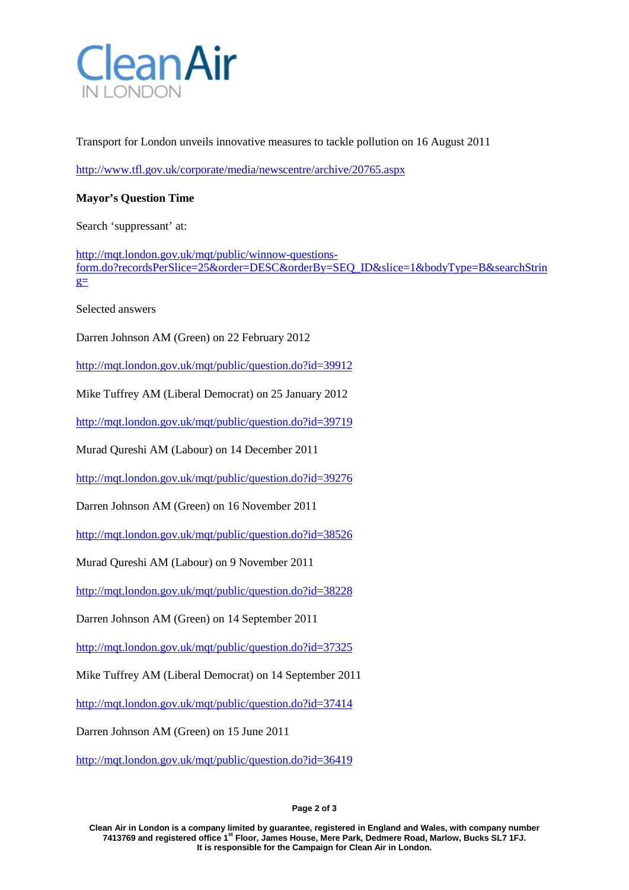Clean Air IN LONDON

Transport for London unveils innovative measures to tackle pollution on 16 August 2011

http://www.tfl.gov.uk/corporate/media/newscentre/archive/20765.aspx

**Mayor's Question Time**

Search 'suppressant' at:

http://mqt.london.gov.uk/mqt/public/winnow-questions-form.do?recordsPerSlice=25&order=DESC&orderBy=SEQ_ID&slice=1&bodyType=B&searchString=

Selected answers

Darren Johnson AM (Green) on 22 February 2012

http://mqt.london.gov.uk/mqt/public/question.do?id=39912

Mike Tuffrey AM (Liberal Democrat) on 25 January 2012

http://mqt.london.gov.uk/mqt/public/question.do?id=39719

Murad Qureshi AM (Labour) on 14 December 2011

http://mqt.london.gov.uk/mqt/public/question.do?id=39276

Darren Johnson AM (Green) on 16 November 2011

http://mqt.london.gov.uk/mqt/public/question.do?id=38526

Murad Qureshi AM (Labour) on 9 November 2011

http://mqt.london.gov.uk/mqt/public/question.do?id=38228

Darren Johnson AM (Green) on 14 September 2011

http://mqt.london.gov.uk/mqt/public/question.do?id=37325

Mike Tuffrey AM (Liberal Democrat) on 14 September 2011

http://mqt.london.gov.uk/mqt/public/question.do?id=37414

Darren Johnson AM (Green) on 15 June 2011

http://mqt.london.gov.uk/mqt/public/question.do?id=36419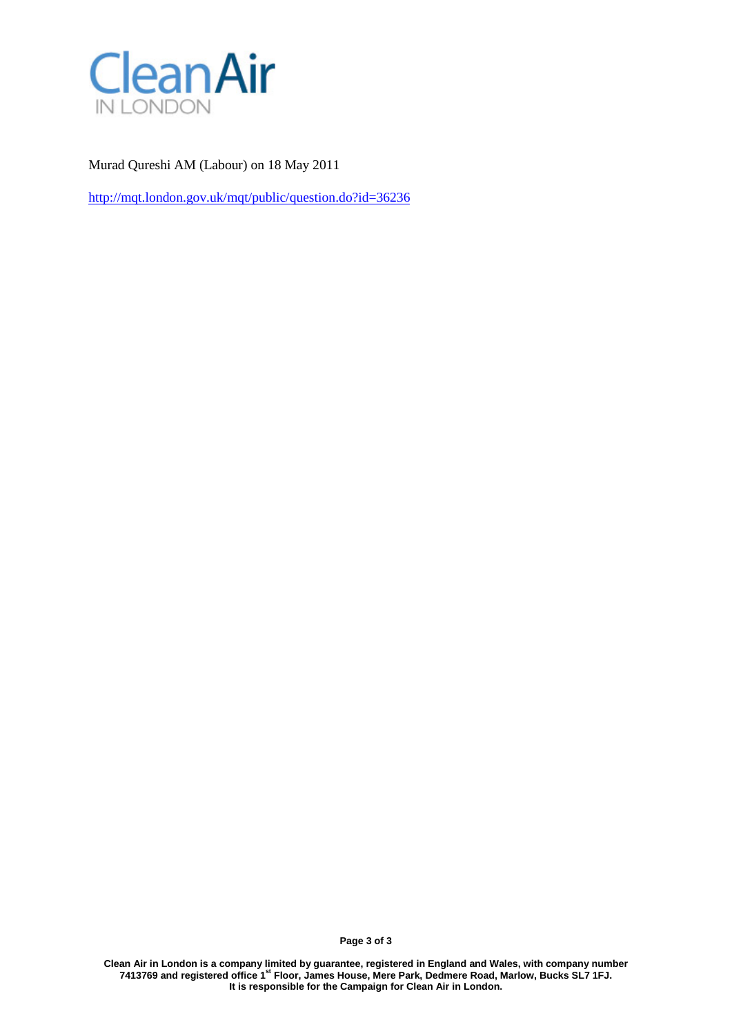Murad Qureshi AM (Labour) on 18 May 2011

http://mqt.london.gov.uk/mqt/public/question.do?id=36236